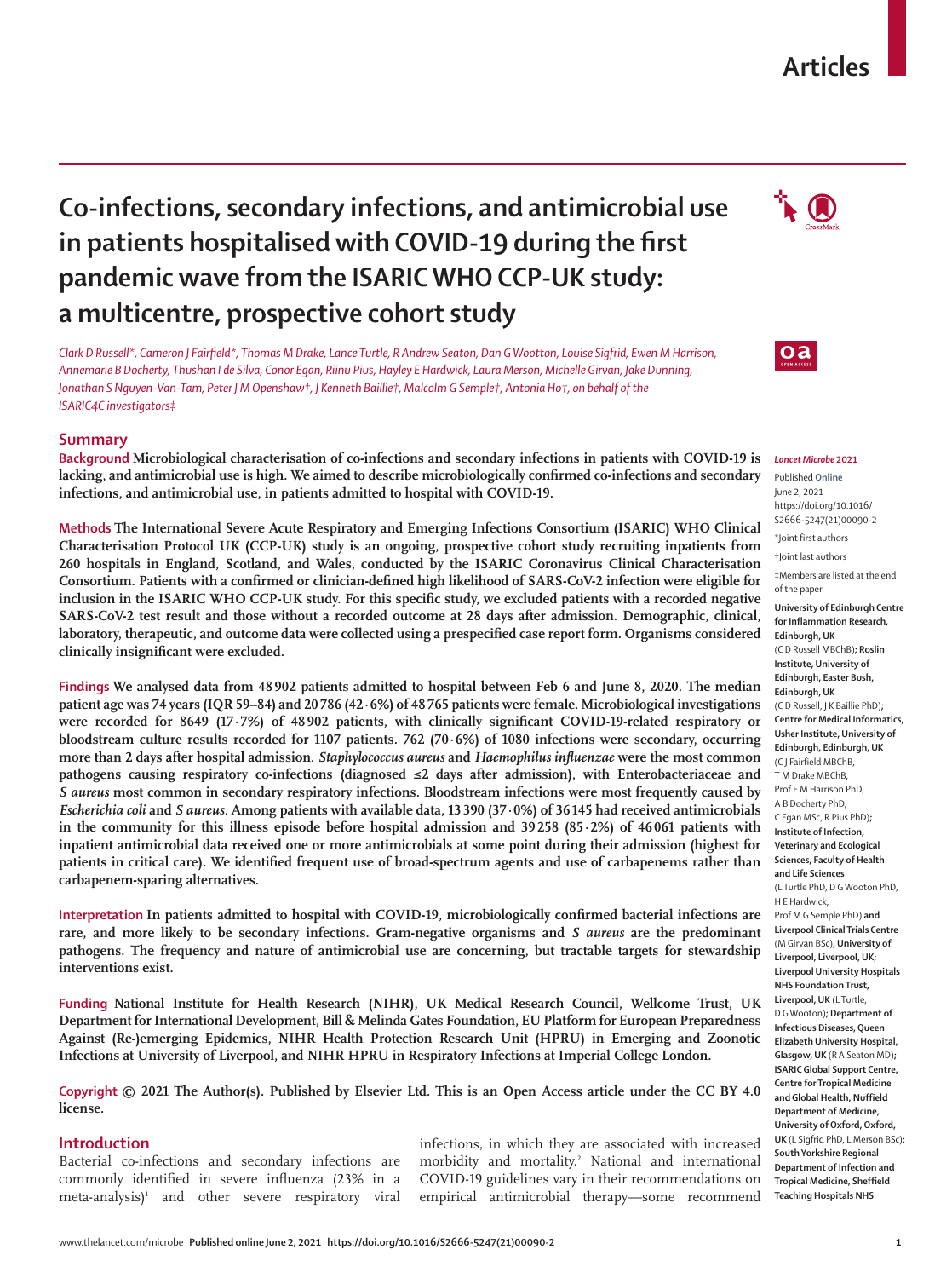# Co-infections, secondary infections, and antimicrobial use in patients hospitalised with COVID-19 during the first pandemic wave from the ISARIC WHO CCP-UK study: a multicentre, prospective cohort study

*Clark D Russell\*, Cameron J Fairfield\*, Thomas M Drake, Lance Turtle, R Andrew Seaton, Dan G Wootton, Louise Sigfrid, Ewen M Harrison, Annemarie B Docherty, Thushan I de Silva, Conor Egan, Riinu Pius, Hayley E Hardwick, Laura Merson, Michelle Girvan, Jake Dunning, Jonathan S Nguyen-Van-Tam, Peter J M Openshaw†, J Kenneth Baillie†, Malcolm G Semple†, Antonia Ho†, on behalf of the ISARIC4C investigators‡*

*Lancet Microbe* 2021

Published Online June 2, 2021 https://doi.org/10.1016/S2666-5247(21)00090-2

\*Joint first authors

†Joint last authors

‡Members are listed at the end of the paper

**University of Edinburgh Centre for Inflammation Research, Edinburgh, UK** (C D Russell MBChB)**; Roslin Institute, University of Edinburgh, Easter Bush, Edinburgh, UK** (C D Russell, J K Baillie PhD)**; Centre for Medical Informatics, Usher Institute, University of Edinburgh, Edinburgh, UK** (C J Fairfield MBChB, T M Drake MBChB, Prof E M Harrison PhD, A B Docherty PhD, C Egan MSc, R Pius PhD)**; Institute of Infection, Veterinary and Ecological Sciences, Faculty of Health and Life Sciences** (L Turtle PhD, D G Wooton PhD, H E Hardwick, Prof M G Semple PhD) **and Liverpool Clinical Trials Centre** (M Girvan BSc)**, University of Liverpool, Liverpool, UK; Liverpool University Hospitals NHS Foundation Trust, Liverpool, UK** (L Turtle, D G Wooton)**; Department of Infectious Diseases, Queen Elizabeth University Hospital, Glasgow, UK** (R A Seaton MD)**; ISARIC Global Support Centre, Centre for Tropical Medicine and Global Health, Nuffield Department of Medicine, University of Oxford, Oxford, UK** (L Sigfrid PhD, L Merson BSc)**; South Yorkshire Regional Department of Infection and Tropical Medicine, Sheffield Teaching Hospitals NHS**

## Summary

**Background** **Microbiological characterisation of co-infections and secondary infections in patients with COVID-19 is lacking, and antimicrobial use is high. We aimed to describe microbiologically confirmed co-infections and secondary infections, and antimicrobial use, in patients admitted to hospital with COVID-19.**

**Methods** **The International Severe Acute Respiratory and Emerging Infections Consortium (ISARIC) WHO Clinical Characterisation Protocol UK (CCP-UK) study is an ongoing, prospective cohort study recruiting inpatients from 260 hospitals in England, Scotland, and Wales, conducted by the ISARIC Coronavirus Clinical Characterisation Consortium. Patients with a confirmed or clinician-defined high likelihood of SARS-CoV-2 infection were eligible for inclusion in the ISARIC WHO CCP-UK study. For this specific study, we excluded patients with a recorded negative SARS-CoV-2 test result and those without a recorded outcome at 28 days after admission. Demographic, clinical, laboratory, therapeutic, and outcome data were collected using a prespecified case report form. Organisms considered clinically insignificant were excluded.**

**Findings** **We analysed data from 48 902 patients admitted to hospital between Feb 6 and June 8, 2020. The median patient age was 74 years (IQR 59–84) and 20 786 (42·6%) of 48 765 patients were female. Microbiological investigations were recorded for 8649 (17·7%) of 48 902 patients, with clinically significant COVID-19-related respiratory or bloodstream culture results recorded for 1107 patients. 762 (70·6%) of 1080 infections were secondary, occurring more than 2 days after hospital admission. *Staphylococcus aureus* and *Haemophilus influenzae* were the most common pathogens causing respiratory co-infections (diagnosed ≤2 days after admission), with Enterobacteriaceae and *S aureus* most common in secondary respiratory infections. Bloodstream infections were most frequently caused by *Escherichia coli* and *S aureus*. Among patients with available data, 13 390 (37·0%) of 36 145 had received antimicrobials in the community for this illness episode before hospital admission and 39 258 (85·2%) of 46 061 patients with inpatient antimicrobial data received one or more antimicrobials at some point during their admission (highest for patients in critical care). We identified frequent use of broad-spectrum agents and use of carbapenems rather than carbapenem-sparing alternatives.**

**Interpretation** **In patients admitted to hospital with COVID-19, microbiologically confirmed bacterial infections are rare, and more likely to be secondary infections. Gram-negative organisms and *S aureus* are the predominant pathogens. The frequency and nature of antimicrobial use are concerning, but tractable targets for stewardship interventions exist.**

**Funding** **National Institute for Health Research (NIHR), UK Medical Research Council, Wellcome Trust, UK Department for International Development, Bill & Melinda Gates Foundation, EU Platform for European Preparedness Against (Re-)emerging Epidemics, NIHR Health Protection Research Unit (HPRU) in Emerging and Zoonotic Infections at University of Liverpool, and NIHR HPRU in Respiratory Infections at Imperial College London.**

**Copyright** **© 2021 The Author(s). Published by Elsevier Ltd. This is an Open Access article under the CC BY 4.0 license.**

## Introduction

Bacterial co-infections and secondary infections are commonly identified in severe influenza (23% in a meta-analysis)[1] and other severe respiratory viral infections, in which they are associated with increased morbidity and mortality.[2] National and international COVID-19 guidelines vary in their recommendations on empirical antimicrobial therapy—some recommend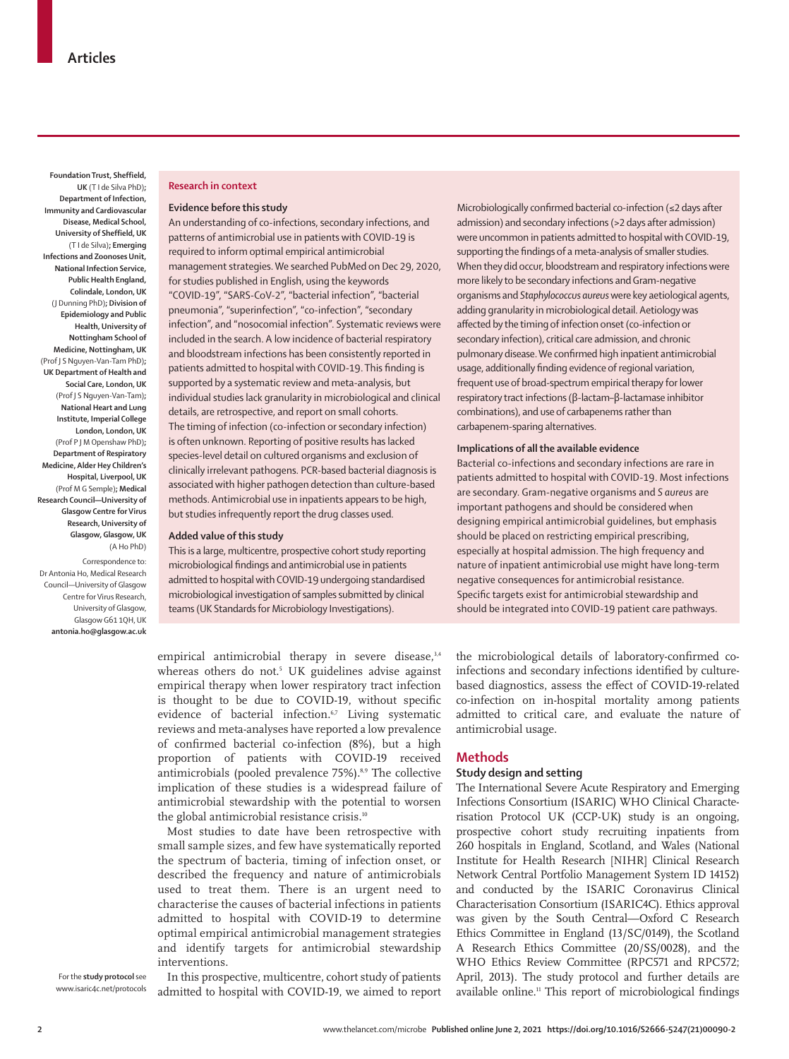Foundation Trust, Sheffield, UK (T I de Silva PhD); Department of Infection, Immunity and Cardiovascular Disease, Medical School, University of Sheffield, UK (T I de Silva); Emerging Infections and Zoonoses Unit, National Infection Service, Public Health England, Colindale, London, UK (J Dunning PhD); Division of Epidemiology and Public Health, University of Nottingham School of Medicine, Nottingham, UK (Prof J S Nguyen-Van-Tam PhD); UK Department of Health and Social Care, London, UK (Prof J S Nguyen-Van-Tam); National Heart and Lung Institute, Imperial College London, London, UK (Prof P J M Openshaw PhD); Department of Respiratory Medicine, Alder Hey Children's Hospital, Liverpool, UK (Prof M G Semple); Medical Research Council—University of Glasgow Centre for Virus Research, University of Glasgow, Glasgow, UK (A Ho PhD)

Correspondence to: Dr Antonia Ho, Medical Research Council—University of Glasgow Centre for Virus Research, University of Glasgow, Glasgow G61 1QH, UK **antonia.ho@glasgow.ac.uk**

**Research in context**

**Evidence before this study**

An understanding of co-infections, secondary infections, and patterns of antimicrobial use in patients with COVID-19 is required to inform optimal empirical antimicrobial management strategies. We searched PubMed on Dec 29, 2020, for studies published in English, using the keywords "COVID-19", "SARS-CoV-2", "bacterial infection", "bacterial pneumonia", "superinfection", "co-infection", "secondary infection", and "nosocomial infection". Systematic reviews were included in the search. A low incidence of bacterial respiratory and bloodstream infections has been consistently reported in patients admitted to hospital with COVID-19. This finding is supported by a systematic review and meta-analysis, but individual studies lack granularity in microbiological and clinical details, are retrospective, and report on small cohorts. The timing of infection (co-infection or secondary infection) is often unknown. Reporting of positive results has lacked species-level detail on cultured organisms and exclusion of clinically irrelevant pathogens. PCR-based bacterial diagnosis is associated with higher pathogen detection than culture-based methods. Antimicrobial use in inpatients appears to be high, but studies infrequently report the drug classes used.

**Added value of this study**

This is a large, multicentre, prospective cohort study reporting microbiological findings and antimicrobial use in patients admitted to hospital with COVID-19 undergoing standardised microbiological investigation of samples submitted by clinical teams (UK Standards for Microbiology Investigations). Microbiologically confirmed bacterial co-infection (≤2 days after admission) and secondary infections (>2 days after admission) were uncommon in patients admitted to hospital with COVID-19, supporting the findings of a meta-analysis of smaller studies. When they did occur, bloodstream and respiratory infections were more likely to be secondary infections and Gram-negative organisms and *Staphylococcus aureus* were key aetiological agents, adding granularity in microbiological detail. Aetiology was affected by the timing of infection onset (co-infection or secondary infection), critical care admission, and chronic pulmonary disease. We confirmed high inpatient antimicrobial usage, additionally finding evidence of regional variation, frequent use of broad-spectrum empirical therapy for lower respiratory tract infections (β-lactam–β-lactamase inhibitor combinations), and use of carbapenems rather than carbapenem-sparing alternatives.

**Implications of all the available evidence**

Bacterial co-infections and secondary infections are rare in patients admitted to hospital with COVID-19. Most infections are secondary. Gram-negative organisms and *S aureus* are important pathogens and should be considered when designing empirical antimicrobial guidelines, but emphasis should be placed on restricting empirical prescribing, especially at hospital admission. The high frequency and nature of inpatient antimicrobial use might have long-term negative consequences for antimicrobial resistance. Specific targets exist for antimicrobial stewardship and should be integrated into COVID-19 patient care pathways.

empirical antimicrobial therapy in severe disease,[3,4] whereas others do not.[5] UK guidelines advise against empirical therapy when lower respiratory tract infection is thought to be due to COVID-19, without specific evidence of bacterial infection.[6,7] Living systematic reviews and meta-analyses have reported a low prevalence of confirmed bacterial co-infection (8%), but a high proportion of patients with COVID-19 received antimicrobials (pooled prevalence 75%).[8,9] The collective implication of these studies is a widespread failure of antimicrobial stewardship with the potential to worsen the global antimicrobial resistance crisis.[10]

Most studies to date have been retrospective with small sample sizes, and few have systematically reported the spectrum of bacteria, timing of infection onset, or described the frequency and nature of antimicrobials used to treat them. There is an urgent need to characterise the causes of bacterial infections in patients admitted to hospital with COVID-19 to determine optimal empirical antimicrobial management strategies and identify targets for antimicrobial stewardship interventions.

In this prospective, multicentre, cohort study of patients admitted to hospital with COVID-19, we aimed to report the microbiological details of laboratory-confirmed co-infections and secondary infections identified by culture-based diagnostics, assess the effect of COVID-19-related co-infection on in-hospital mortality among patients admitted to critical care, and evaluate the nature of antimicrobial usage.

## Methods

### Study design and setting

The International Severe Acute Respiratory and Emerging Infections Consortium (ISARIC) WHO Clinical Characterisation Protocol UK (CCP-UK) study is an ongoing, prospective cohort study recruiting inpatients from 260 hospitals in England, Scotland, and Wales (National Institute for Health Research [NIHR] Clinical Research Network Central Portfolio Management System ID 14152) and conducted by the ISARIC Coronavirus Clinical Characterisation Consortium (ISARIC4C). Ethics approval was given by the South Central—Oxford C Research Ethics Committee in England (13/SC/0149), the Scotland A Research Ethics Committee (20/SS/0028), and the WHO Ethics Review Committee (RPC571 and RPC572; April, 2013). The study protocol and further details are available online.[11] This report of microbiological findings

For the **study protocol** see www.isaric4c.net/protocols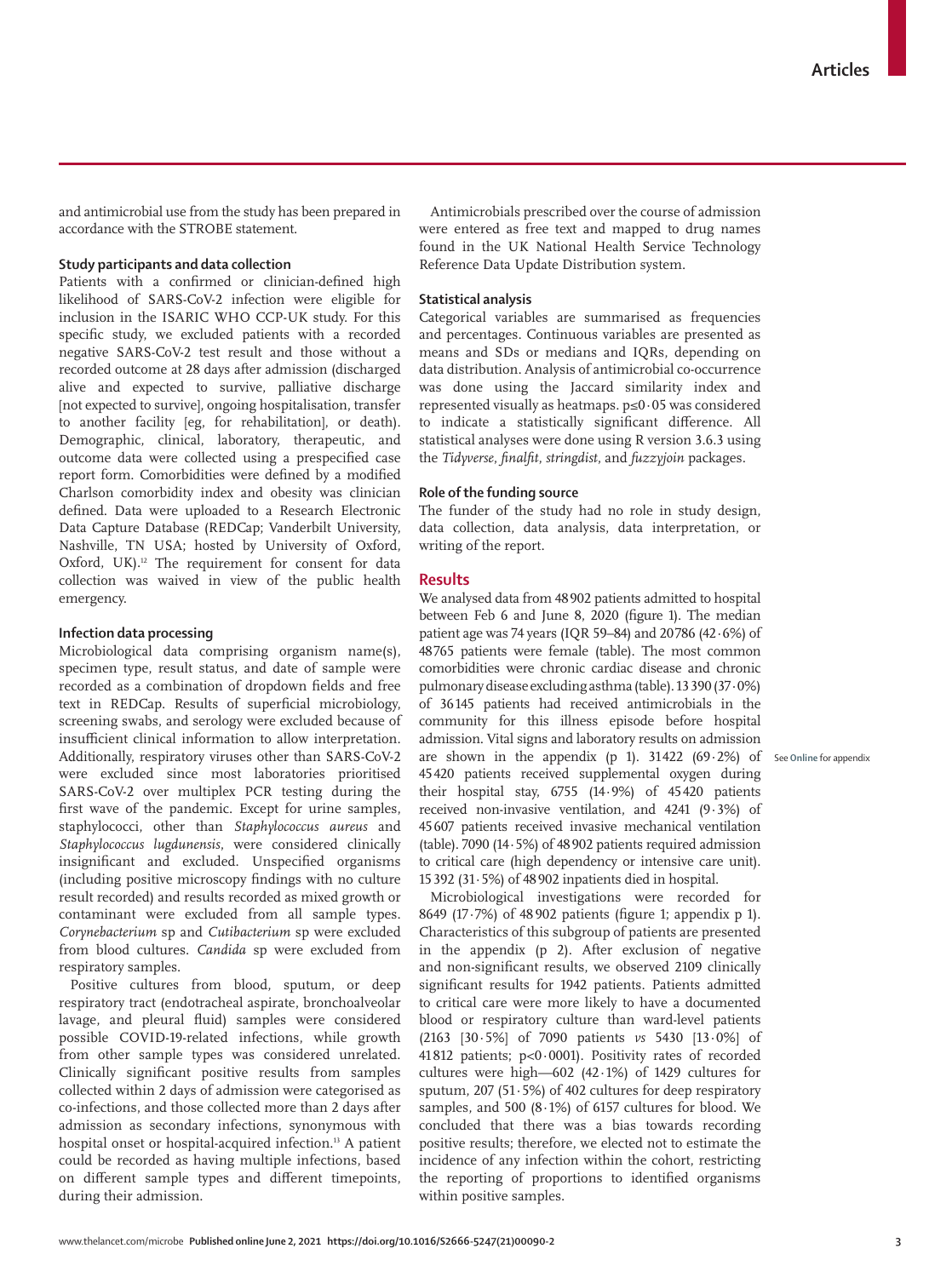and antimicrobial use from the study has been prepared in accordance with the STROBE statement.

### Study participants and data collection

Patients with a confirmed or clinician-defined high likelihood of SARS-CoV-2 infection were eligible for inclusion in the ISARIC WHO CCP-UK study. For this specific study, we excluded patients with a recorded negative SARS-CoV-2 test result and those without a recorded outcome at 28 days after admission (discharged alive and expected to survive, palliative discharge [not expected to survive], ongoing hospitalisation, transfer to another facility [eg, for rehabilitation], or death). Demographic, clinical, laboratory, therapeutic, and outcome data were collected using a prespecified case report form. Comorbidities were defined by a modified Charlson comorbidity index and obesity was clinician defined. Data were uploaded to a Research Electronic Data Capture Database (REDCap; Vanderbilt University, Nashville, TN USA; hosted by University of Oxford, Oxford, UK).[12] The requirement for consent for data collection was waived in view of the public health emergency.

### Infection data processing

Microbiological data comprising organism name(s), specimen type, result status, and date of sample were recorded as a combination of dropdown fields and free text in REDCap. Results of superficial microbiology, screening swabs, and serology were excluded because of insufficient clinical information to allow interpretation. Additionally, respiratory viruses other than SARS-CoV-2 were excluded since most laboratories prioritised SARS-CoV-2 over multiplex PCR testing during the first wave of the pandemic. Except for urine samples, staphylococci, other than *Staphylococcus aureus* and *Staphylococcus lugdunensis*, were considered clinically insignificant and excluded. Unspecified organisms (including positive microscopy findings with no culture result recorded) and results recorded as mixed growth or contaminant were excluded from all sample types. *Corynebacterium* sp and *Cutibacterium* sp were excluded from blood cultures. *Candida* sp were excluded from respiratory samples.

Positive cultures from blood, sputum, or deep respiratory tract (endotracheal aspirate, bronchoalveolar lavage, and pleural fluid) samples were considered possible COVID-19-related infections, while growth from other sample types was considered unrelated. Clinically significant positive results from samples collected within 2 days of admission were categorised as co-infections, and those collected more than 2 days after admission as secondary infections, synonymous with hospital onset or hospital-acquired infection.[13] A patient could be recorded as having multiple infections, based on different sample types and different timepoints, during their admission.

Antimicrobials prescribed over the course of admission were entered as free text and mapped to drug names found in the UK National Health Service Technology Reference Data Update Distribution system.

### Statistical analysis

Categorical variables are summarised as frequencies and percentages. Continuous variables are presented as means and SDs or medians and IQRs, depending on data distribution. Analysis of antimicrobial co-occurrence was done using the Jaccard similarity index and represented visually as heatmaps. $p \leq 0{\cdot}05$ was considered to indicate a statistically significant difference. All statistical analyses were done using R version 3.6.3 using the *Tidyverse*, *finalfit*, *stringdist*, and *fuzzyjoin* packages.

### Role of the funding source

The funder of the study had no role in study design, data collection, data analysis, data interpretation, or writing of the report.

## Results

We analysed data from 48 902 patients admitted to hospital between Feb 6 and June 8, 2020 (figure 1). The median patient age was 74 years (IQR 59–84) and 20 786 (42·6%) of 48 765 patients were female (table). The most common comorbidities were chronic cardiac disease and chronic pulmonary disease excluding asthma (table). 13 390 (37·0%) of 36 145 patients had received antimicrobials in the community for this illness episode before hospital admission. Vital signs and laboratory results on admission are shown in the appendix (p 1). 31 422 (69·2%) of 45 420 patients received supplemental oxygen during their hospital stay, 6755 (14·9%) of 45 420 patients received non-invasive ventilation, and 4241 (9·3%) of 45 607 patients received invasive mechanical ventilation (table). 7090 (14·5%) of 48 902 patients required admission to critical care (high dependency or intensive care unit). 15 392 (31·5%) of 48 902 inpatients died in hospital.

See **Online** for appendix

Microbiological investigations were recorded for 8649 (17·7%) of 48 902 patients (figure 1; appendix p 1). Characteristics of this subgroup of patients are presented in the appendix (p 2). After exclusion of negative and non-significant results, we observed 2109 clinically significant results for 1942 patients. Patients admitted to critical care were more likely to have a documented blood or respiratory culture than ward-level patients (2163 [30·5%] of 7090 patients *vs* 5430 [13·0%] of 41 812 patients; $p<0{\cdot}0001$). Positivity rates of recorded cultures were high—602 (42·1%) of 1429 cultures for sputum, 207 (51·5%) of 402 cultures for deep respiratory samples, and 500 (8·1%) of 6157 cultures for blood. We concluded that there was a bias towards recording positive results; therefore, we elected not to estimate the incidence of any infection within the cohort, restricting the reporting of proportions to identified organisms within positive samples.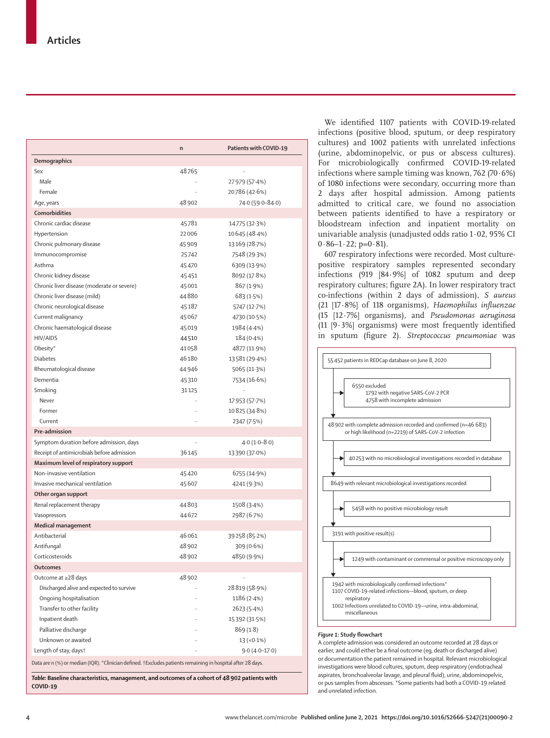| | n | Patients with COVID-19 |
|---|---|---|
| **Demographics** | | |
| Sex | 48765 | .. |
| Male | .. | 27979 (57·4%) |
| Female | .. | 20786 (42·6%) |
| Age, years | 48902 | 74·0 (59·0–84·0) |
| **Comorbidities** | | |
| Chronic cardiac disease | 45781 | 14775 (32·3%) |
| Hypertension | 22006 | 10645 (48·4%) |
| Chronic pulmonary disease | 45909 | 13169 (28·7%) |
| Immunocompromise | 25742 | 7548 (29·3%) |
| Asthma | 45470 | 6309 (13·9%) |
| Chronic kidney disease | 45451 | 8092 (17·8%) |
| Chronic liver disease (moderate or severe) | 45001 | 867 (1·9%) |
| Chronic liver disease (mild) | 44880 | 683 (1·5%) |
| Chronic neurological disease | 45187 | 5747 (12·7%) |
| Current malignancy | 45067 | 4730 (10·5%) |
| Chronic haematological disease | 45019 | 1984 (4·4%) |
| HIV/AIDS | 44510 | 184 (0·4%) |
| Obesity* | 41058 | 4877 (11·9%) |
| Diabetes | 46180 | 13581 (29·4%) |
| Rheumatological disease | 44946 | 5065 (11·3%) |
| Dementia | 45310 | 7534 (16·6%) |
| Smoking | 31125 | .. |
| Never | .. | 17953 (57·7%) |
| Former | .. | 10825 (34·8%) |
| Current | .. | 2347 (7·5%) |
| **Pre-admission** | | |
| Symptom duration before admission, days | .. | 4·0 (1·0–8·0) |
| Receipt of antimicrobials before admission | 36145 | 13390 (37·0%) |
| **Maximum level of respiratory support** | | |
| Non-invasive ventilation | 45420 | 6755 (14·9%) |
| Invasive mechanical ventilation | 45607 | 4241 (9·3%) |
| **Other organ support** | | |
| Renal replacement therapy | 44803 | 1508 (3·4%) |
| Vasopressors | 44672 | 2987 (6·7%) |
| **Medical management** | | |
| Antibacterial | 46061 | 39258 (85·2%) |
| Antifungal | 48902 | 309 (0·6%) |
| Corticosteroids | 48902 | 4850 (9·9%) |
| **Outcomes** | | |
| Outcome at ≥28 days | 48902 | .. |
| Discharged alive and expected to survive | .. | 28819 (58·9%) |
| Ongoing hospitalisation | .. | 1186 (2·4%) |
| Transfer to other facility | .. | 2623 (5·4%) |
| Inpatient death | .. | 15392 (31·5%) |
| Palliative discharge | .. | 869 (1·8) |
| Unknown or awaited | .. | 13 (<0·1%) |
| Length of stay, days† | .. | 9·0 (4·0–17·0) |

Data are n (%) or median (IQR). *Clinician defined. †Excludes patients remaining in hospital after 28 days.

**Table:** Baseline characteristics, management, and outcomes of a cohort of 48 902 patients with COVID-19

We identified 1107 patients with COVID-19-related infections (positive blood, sputum, or deep respiratory cultures) and 1002 patients with unrelated infections (urine, abdominopelvic, or pus or abscess cultures). For microbiologically confirmed COVID-19-related infections where sample timing was known, 762 (70·6%) of 1080 infections were secondary, occurring more than 2 days after hospital admission. Among patients admitted to critical care, we found no association between patients identified to have a respiratory or bloodstream infection and inpatient mortality on univariable analysis (unadjusted odds ratio 1·02, 95% CI 0·86–1·22; p=0·81).

607 respiratory infections were recorded. Most culture-positive respiratory samples represented secondary infections (919 [84·9%] of 1082 sputum and deep respiratory cultures; figure 2A). In lower respiratory tract co-infections (within 2 days of admission), *S aureus* (21 [17·8%] of 118 organisms), *Haemophilus influenzae* (15 [12·7%] organisms), and *Pseudomonas aeruginosa* (11 [9·3%] organisms) were most frequently identified in sputum (figure 2). *Streptococcus pneumoniae* was

55 452 patients in REDCap database on June 8, 2020
→ 6550 excluded
  1792 with negative SARS-CoV-2 PCR
  4758 with incomplete admission

48 902 with complete admission recorded and confirmed (n=46 683) or high likelihood (n=2219) of SARS-CoV-2 infection
→ 40 253 with no microbiological investigations recorded in database

8649 with relevant microbiological investigations recorded
→ 5458 with no positive microbiology result

3191 with positive result(s)
→ 1249 with contaminant or commensal or positive microscopy only

1942 with microbiologically confirmed infections*
1107 COVID-19-related infections—blood, sputum, or deep respiratory
1002 Infections unrelated to COVID-19—urine, intra-abdominal, miscellaneous

*Figure 1:* **Study flowchart**

A complete admission was considered an outcome recorded at 28 days or earlier, and could either be a final outcome (eg, death or discharged alive) or documentation the patient remained in hospital. Relevant microbiological investigations were blood cultures, sputum, deep respiratory (endotracheal aspirates, bronchoalveolar lavage, and pleural fluid), urine, abdominopelvic, or pus samples from abscesses. *Some patients had both a COVID-19 related and unrelated infection.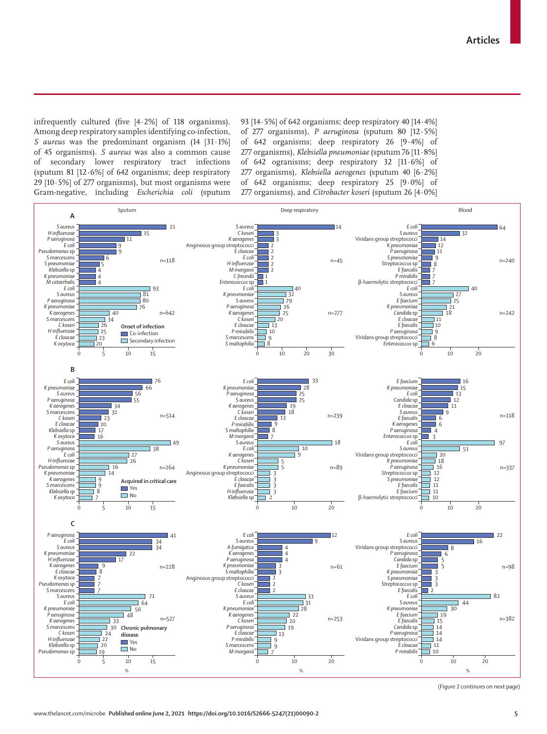infrequently cultured (five [4·2%] of 118 organisms). Among deep respiratory samples identifying co-infection, *S aureus* was the predominant organism (14 [31·1%] of 45 organisms). *S aureus* was also a common cause of secondary lower respiratory tract infections (sputum 81 [12·6%] of 642 organisms; deep respiratory 29 [10·5%] of 277 organisms), but most organisms were Gram-negative, including *Escherichia coli* (sputum 93 [14·5%] of 642 organisms; deep respiratory 40 [14·4%] of 277 organisms), *P aeruginosa* (sputum 80 [12·5%] of 642 organisms; deep respiratory 26 [9·4%] of 277 organisms), *Klebsiella pneumoniae* (sputum 76 [11·8%] of 642 ogranisms; deep respiratory 32 [11·6%] of 277 organisms), *Klebsiella aerogenes* (sputum 40 [6·2%] of 642 organisms; deep respiratory 25 [9·0%] of 277 organisms), and *Citrobacter koseri* (sputum 26 [4·0%]

**A — Onset of infection**

| Sputum (Co-infection, n=118) | | Deep respiratory (Co-infection, n=45) | | Blood (Co-infection, n=240) | |
|---|---|---|---|---|---|
| S aureus | 21 | S aureus | 14 | E coli | 64 |
| H influenzae | 15 | C koseri | 3 | S aureus | 32 |
| P aeruginosa | 11 | K aerogenes | 3 | Viridans group streptococci | 14 |
| E coli | 9 | Anginosus group streptococci | 2 | K pneumoniae | 12 |
| Pseudomonas sp | 9 | E cloacae | 2 | P aeruginosa | 11 |
| S marcescens | 6 | E coli | 2 | S pneumoniae | 9 |
| S pneumoniae | 5 | H influenzae | 2 | Streptococcus sp | 8 |
| Klebsiella sp | 4 | M morganii | 2 | E faecalis | 7 |
| K pneumoniae | 4 | C freundii | 1 | P mirabilis | 7 |
| M catarrhalis | 4 | Enterococcus sp | 1 | β-haemolytic streptococci | 7 |

| Sputum (Secondary infection, n=642) | | Deep respiratory (Secondary infection, n=277) | | Blood (Secondary infection, n=242) | |
|---|---|---|---|---|---|
| E coli | 93 | E coli | 40 | E coli | 40 |
| S aureus | 81 | K pneumoniae | 32 | S aureus | 27 |
| P aeruginosa | 80 | S aureus | 29 | E faecium | 25 |
| K pneumoniae | 76 | P aeruginosa | 26 | K pneumoniae | 21 |
| K aerogenes | 40 | K aerogenes | 25 | Candida sp | 18 |
| S marcescens | 34 | C koseri | 20 | E cloacae | 11 |
| C koseri | 26 | E cloacae | 13 | E faecalis | 10 |
| H influenzae | 25 | P mirabilis | 10 | P aeruginosa | 9 |
| E cloacae | 23 | S marcescens | 9 | Viridans group streptococci | 8 |
| K oxytoca | 20 | S maltophilia | 8 | Enterococcus sp | 6 |

**B — Acquired in critical care**

| Sputum (Yes, n=514) | | Deep respiratory (Yes, n=239) | | Blood (Yes, n=118) | |
|---|---|---|---|---|---|
| E coli | 76 | E coli | 33 | E faecium | 16 |
| K pneumoniae | 66 | K pneumoniae | 28 | K pneumoniae | 15 |
| S aureus | 56 | P aeruginosa | 25 | E coli | 13 |
| P aeruginosa | 55 | S aureus | 25 | Candida sp | 12 |
| K aerogenes | 34 | K aerogenes | 19 | E cloacae | 11 |
| S marcescens | 31 | C koseri | 18 | S aureus | 9 |
| C koseri | 23 | E cloacae | 13 | E faecalis | 6 |
| E cloacae | 20 | P mirabilis | 9 | K aerogenes | 6 |
| Klebsiella sp | 17 | S maltophilia | 8 | P aeruginosa | 4 |
| K oxytoca | 16 | M morganii | 7 | Enterococcus sp | 3 |

| Sputum (No, n=264) | | Deep respiratory (No, n=89) | | Blood (No, n=337) | |
|---|---|---|---|---|---|
| S aureus | 49 | S aureus | 18 | E coli | 97 |
| P aeruginosa | 38 | E coli | 10 | S aureus | 51 |
| E coli | 27 | K aerogenes | 9 | Viridans group streptococci | 20 |
| H influenzae | 26 | C koseri | 5 | K pneumoniae | 18 |
| Pseudomonas sp | 16 | K pneumoniae | 5 | P aeruginosa | 16 |
| K pneumoniae | 14 | Anginosus group streptococci | 3 | Streptococcus sp | 12 |
| K aerogenes | 9 | E cloacae | 3 | S pneumoniae | 12 |
| S marcescens | 9 | E faecalis | 3 | E faecalis | 11 |
| Klebsiella sp | 8 | H influenzae | 3 | E faecium | 11 |
| K oxytoca | 7 | Klebsiella sp | 2 | β-haemolytic streptococci | 10 |

**C — Chronic pulmonary disease**

| Sputum (Yes, n=228) | | Deep respiratory (Yes, n=61) | | Blood (Yes, n=98) | |
|---|---|---|---|---|---|
| P aeruginosa | 41 | E coli | 12 | E coli | 22 |
| E coli | 34 | S aureus | 9 | S aureus | 16 |
| S aureus | 34 | A fumigatus | 4 | Viridans group streptococci | 8 |
| K pneumoniae | 22 | K aerogenes | 4 | P aeruginosa | 6 |
| H influenzae | 17 | P aeruginosa | 4 | Candida sp | 5 |
| K aerogenes | 9 | K pneumoniae | 3 | E faecium | 5 |
| E cloacae | 8 | S maltophilia | 3 | K pneumoniae | 3 |
| K oxytoca | 7 | Anginosus group streptococci | 2 | S pneumoniae | 3 |
| Pseudomonas sp | 7 | C koseri | 2 | Streptococcus sp | 3 |
| S marcescens | 7 | E cloacae | 2 | E faecalis | 2 |

| Sputum (No, n=527) | | Deep respiratory (No, n=253) | | Blood (No, n=382) | |
|---|---|---|---|---|---|
| S aureus | 71 | S aureus | 33 | E coli | 82 |
| E coli | 64 | E coli | 31 | S aureus | 44 |
| K pneumoniae | 56 | K pneumoniae | 28 | K pneumoniae | 30 |
| P aeruginosa | 48 | K aerogenes | 22 | E faecium | 19 |
| K aerogenes | 33 | C koseri | 20 | E faecalis | 15 |
| S marcescens | 30 | P aeruginosa | 19 | Candida sp | 14 |
| C koseri | 24 | E cloacae | 13 | P aeruginosa | 14 |
| H influenzae | 22 | P mirabilis | 9 | Viridans group streptococci | 14 |
| Klebsiella sp | 20 | S marcescens | 9 | E cloacae | 11 |
| Pseudomonas sp | 19 | M morganii | 7 | P mirabilis | 10 |

(Figure 2 continues on next page)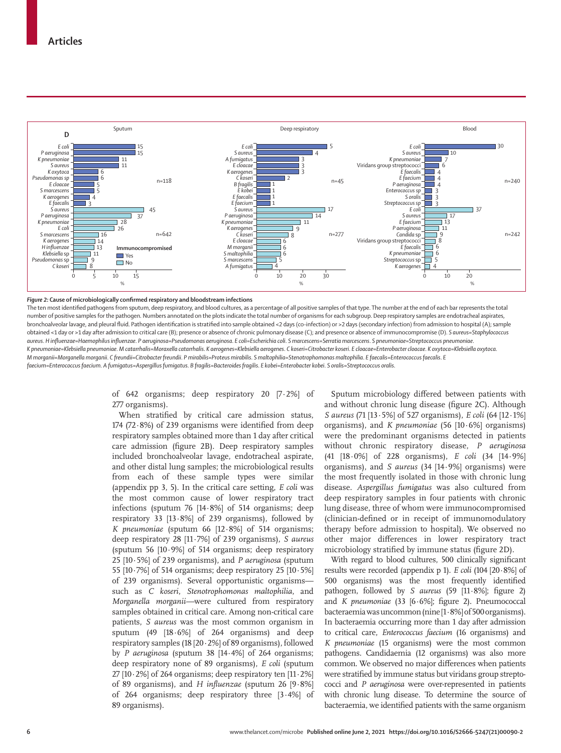| Sputum | | Deep respiratory | | Blood | |
|---|---|---|---|---|---|
| **D — Immunocompromised: Yes (n=118)** | | **Yes (n=45)** | | **Yes (n=240)** | |
| E coli | 15 | E coli | 5 | E coli | 30 |
| P aeruginosa | 15 | S aureus | 4 | S aureus | 10 |
| K pneumoniae | 11 | A fumigatus | 3 | K pneumoniae | 7 |
| S aureus | 11 | E cloacae | 3 | Viridans group streptococci | 6 |
| K oxytoca | 6 | K aerogenes | 3 | E faecalis | 4 |
| Pseudomonas sp | 6 | C koseri | 2 | E faecium | 4 |
| E cloacae | 5 | B fragilis | 1 | P aeruginosa | 4 |
| S marcescens | 5 | E kobei | 1 | Enterococcus sp | 3 |
| K aerogenes | 4 | E faecalis | 1 | S oralis | 3 |
| E faecalis | 3 | E faecium | 1 | Streptococcus sp | 3 |
| **Immunocompromised: No (n=642)** | | **No (n=277)** | | **No (n=242)** | |
| S aureus | 45 | S aureus | 17 | E coli | 37 |
| P aeruginosa | 37 | P aeruginosa | 14 | S aureus | 17 |
| K pneumoniae | 28 | K pneumoniae | 11 | E faecium | 13 |
| E coli | 26 | K aerogenes | 9 | P aeruginosa | 11 |
| S marcescens | 16 | C koseri | 8 | Candida sp | 9 |
| K aerogenes | 14 | E cloacae | 6 | Viridans group streptococci | 8 |
| H influenzae | 13 | M morganii | 6 | E faecalis | 6 |
| Klebsiella sp | 11 | S maltophilia | 6 | K pneumoniae | 6 |
| Pseudomonas sp | 9 | S marcescens | 5 | Streptococcus sp | 5 |
| C koseri | 8 | A fumigatus | 4 | K aerogenes | 4 |

*Figure 2:* **Cause of microbiologically confirmed respiratory and bloodstream infections**

The ten most identified pathogens from sputum, deep respiratory, and blood cultures, as a percentage of all positive samples of that type. The number at the end of each bar represents the total number of positive samples for the pathogen. Numbers annotated on the plots indicate the total number of organisms for each subgroup. Deep respiratory samples are endotracheal aspirates, bronchoalveolar lavage, and pleural fluid. Pathogen identification is stratified into sample obtained <2 days (co-infection) or >2 days (secondary infection) from admission to hospital (A); sample obtained <1 day or >1 day after admission to critical care (B); presence or absence of chronic pulmonary disease (C); and presence or absence of immunocompromise (D). *S aureus*=*Staphylococcus aureus*. *H influenzae*=*Haemophilus influenzae*. *P aeruginosa*=*Pseudomonas aeruginosa*. *E coli*=*Escherichia coli*. *S marcescens*=*Serratia marcescens*. *S pneumoniae*=*Streptococcus pneumoniae*. *K pneumoniae*=*Klebsiella pneumoniae*. *M catarrhalis*=*Moraxella catarrhalis*. *K aerogenes*=*Klebsiella aerogenes*. *C koseri*=*Citrobacter koseri*. *E cloacae*=*Enterobacter cloacae*. *K oxytoca*=*Klebsiella oxytoca*. *M morganii*=*Morganella morganii*. *C freundii*=*Citrobacter freundii*. *P mirabilis*=*Proteus mirabilis*. *S maltophilia*=*Stenotrophomonas maltophilia*. *E faecalis*=*Enterococcus faecalis*. *E faecium*=*Enterococcus faecium*. *A fumigatus*=*Aspergillus fumigatus*. *B fragilis*=*Bacteroides fragilis*. *E kobei*=*Enterobacter kobei*. *S oralis*=*Streptococcus oralis*.

of 642 organisms; deep respiratory 20 [7·2%] of 277 organisms).

When stratified by critical care admission status, 174 (72·8%) of 239 organisms were identified from deep respiratory samples obtained more than 1 day after critical care admission (figure 2B). Deep respiratory samples included bronchoalveolar lavage, endotracheal aspirate, and other distal lung samples; the microbiological results from each of these sample types were similar (appendix pp 3, 5). In the critical care setting, *E coli* was the most common cause of lower respiratory tract infections (sputum 76 [14·8%] of 514 organisms; deep respiratory 33 [13·8%] of 239 organisms), followed by *K pneumoniae* (sputum 66 [12·8%] of 514 organisms; deep respiratory 28 [11·7%] of 239 organisms), *S aureus* (sputum 56 [10·9%] of 514 organisms; deep respiratory 25 [10·5%] of 239 organisms), and *P aeruginosa* (sputum 55 [10·7%] of 514 organisms; deep respiratory 25 [10·5%] of 239 organisms). Several opportunistic organisms—such as *C koseri*, *Stenotrophomonas maltophilia*, and *Morganella morganii*—were cultured from respiratory samples obtained in critical care. Among non-critical care patients, *S aureus* was the most common organism in sputum (49 [18·6%] of 264 organisms) and deep respiratory samples (18 [20·2%] of 89 organisms), followed by *P aeruginosa* (sputum 38 [14·4%] of 264 organisms; deep respiratory none of 89 organisms), *E coli* (sputum 27 [10·2%] of 264 organisms; deep respiratory ten [11·2%] of 89 organisms), and *H influenzae* (sputum 26 [9·8%] of 264 organisms; deep respiratory three [3·4%] of 89 organisms).

Sputum microbiology differed between patients with and without chronic lung disease (figure 2C). Although *S aureus* (71 [13·5%] of 527 organisms), *E coli* (64 [12·1%] organisms), and *K pneumoniae* (56 [10·6%] organisms) were the predominant organisms detected in patients without chronic respiratory disease, *P aeruginosa* (41 [18·0%] of 228 organisms), *E coli* (34 [14·9%] organisms), and *S aureus* (34 [14·9%] organisms) were the most frequently isolated in those with chronic lung disease. *Aspergillus fumigatus* was also cultured from deep respiratory samples in four patients with chronic lung disease, three of whom were immunocompromised (clinician-defined or in receipt of immunomodulatory therapy before admission to hospital). We observed no other major differences in lower respiratory tract microbiology stratified by immune status (figure 2D).

With regard to blood cultures, 500 clinically significant results were recorded (appendix p 1). *E coli* (104 [20·8%] of 500 organisms) was the most frequently identified pathogen, followed by *S aureus* (59 [11·8%]; figure 2) and *K pneumoniae* (33 [6·6%]; figure 2). Pneumococcal bacteraemia was uncommon (nine [1·8%] of 500 organisms). In bacteraemia occurring more than 1 day after admission to critical care, *Enterococcus faecium* (16 organisms) and *K pneumoniae* (15 organisms) were the most common pathogens. Candidaemia (12 organisms) was also more common. We observed no major differences when patients were stratified by immune status but viridans group streptococci and *P aeruginosa* were over-represented in patients with chronic lung disease. To determine the source of bacteraemia, we identified patients with the same organism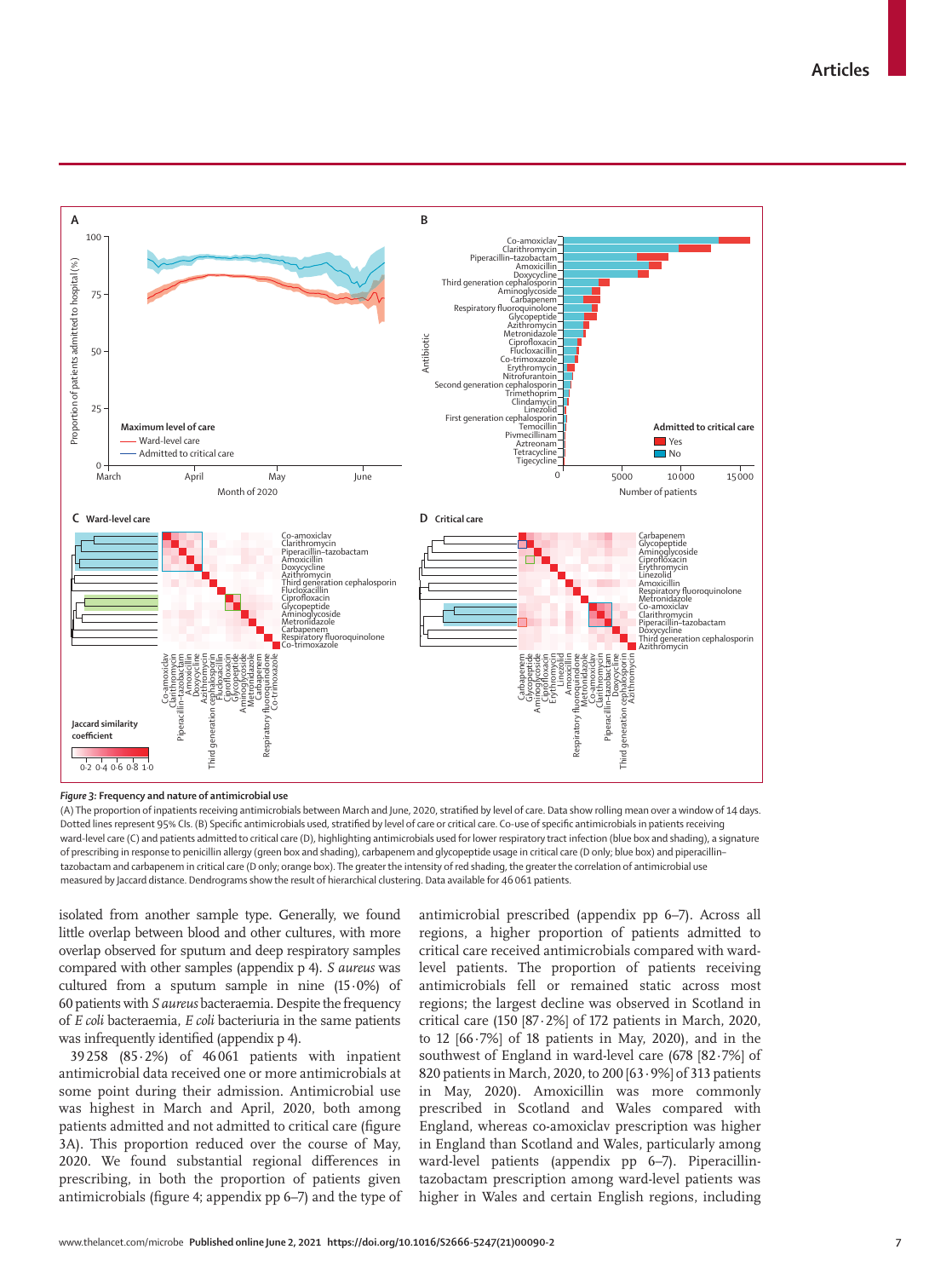*Figure 3:* **Frequency and nature of antimicrobial use**

(A) The proportion of inpatients receiving antimicrobials between March and June, 2020, stratified by level of care. Data show rolling mean over a window of 14 days. Dotted lines represent 95% CIs. (B) Specific antimicrobials used, stratified by level of care or critical care. Co-use of specific antimicrobials in patients receiving ward-level care (C) and patients admitted to critical care (D), highlighting antimicrobials used for lower respiratory tract infection (blue box and shading), a signature of prescribing in response to penicillin allergy (green box and shading), carbapenem and glycopeptide usage in critical care (D only; blue box) and piperacillin–tazobactam and carbapenem in critical care (D only; orange box). The greater the intensity of red shading, the greater the correlation of antimicrobial use measured by Jaccard distance. Dendrograms show the result of hierarchical clustering. Data available for 46 061 patients.

isolated from another sample type. Generally, we found little overlap between blood and other cultures, with more overlap observed for sputum and deep respiratory samples compared with other samples (appendix p 4). *S aureus* was cultured from a sputum sample in nine (15·0%) of 60 patients with *S aureus* bacteraemia. Despite the frequency of *E coli* bacteraemia, *E coli* bacteriuria in the same patients was infrequently identified (appendix p 4).

39 258 (85·2%) of 46 061 patients with inpatient antimicrobial data received one or more antimicrobials at some point during their admission. Antimicrobial use was highest in March and April, 2020, both among patients admitted and not admitted to critical care (figure 3A). This proportion reduced over the course of May, 2020. We found substantial regional differences in prescribing, in both the proportion of patients given antimicrobials (figure 4; appendix pp 6–7) and the type of antimicrobial prescribed (appendix pp 6–7). Across all regions, a higher proportion of patients admitted to critical care received antimicrobials compared with ward-level patients. The proportion of patients receiving antimicrobials fell or remained static across most regions; the largest decline was observed in Scotland in critical care (150 [87·2%] of 172 patients in March, 2020, to 12 [66·7%] of 18 patients in May, 2020), and in the southwest of England in ward-level care (678 [82·7%] of 820 patients in March, 2020, to 200 [63·9%] of 313 patients in May, 2020). Amoxicillin was more commonly prescribed in Scotland and Wales compared with England, whereas co-amoxiclav prescription was higher in England than Scotland and Wales, particularly among ward-level patients (appendix pp 6–7). Piperacillin-tazobactam prescription among ward-level patients was higher in Wales and certain English regions, including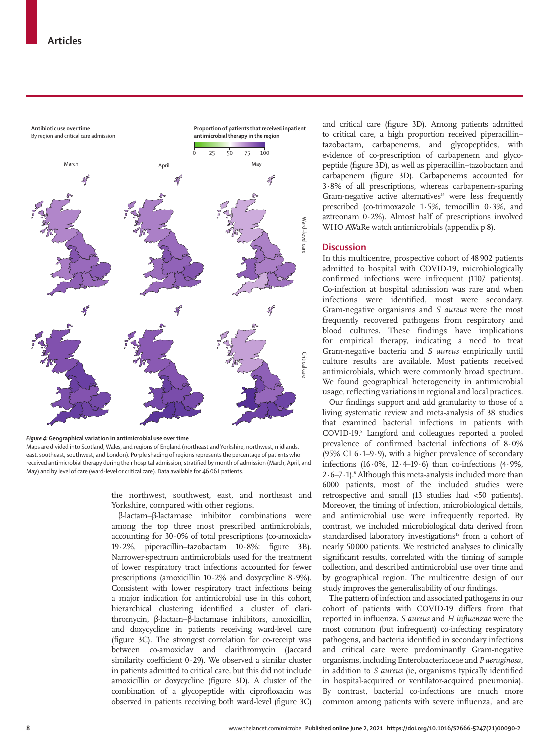**Figure 4: Geographical variation in antimicrobial use over time**
Maps are divided into Scotland, Wales, and regions of England (northeast and Yorkshire, northwest, midlands, east, southeast, southwest, and London). Purple shading of regions represents the percentage of patients who received antimicrobial therapy during their hospital admission, stratified by month of admission (March, April, and May) and by level of care (ward-level or critical care). Data available for 46 061 patients.

the northwest, southwest, east, and northeast and Yorkshire, compared with other regions.

β-lactam–β-lactamase inhibitor combinations were among the top three most prescribed antimicrobials, accounting for 30·0% of total prescriptions (co-amoxiclav 19·2%, piperacillin–tazobactam 10·8%; figure 3B). Narrower-spectrum antimicrobials used for the treatment of lower respiratory tract infections accounted for fewer prescriptions (amoxicillin 10·2% and doxycycline 8·9%). Consistent with lower respiratory tract infections being a major indication for antimicrobial use in this cohort, hierarchical clustering identified a cluster of clarithromycin, β-lactam–β-lactamase inhibitors, amoxicillin, and doxycycline in patients receiving ward-level care (figure 3C). The strongest correlation for co-receipt was between co-amoxiclav and clarithromycin (Jaccard similarity coefficient 0·29). We observed a similar cluster in patients admitted to critical care, but this did not include amoxicillin or doxycycline (figure 3D). A cluster of the combination of a glycopeptide with ciprofloxacin was observed in patients receiving both ward-level (figure 3C) and critical care (figure 3D). Among patients admitted to critical care, a high proportion received piperacillin–tazobactam, carbapenems, and glycopeptides, with evidence of co-prescription of carbapenem and glycopeptide (figure 3D), as well as piperacillin–tazobactam and carbapenem (figure 3D). Carbapenems accounted for 3·8% of all prescriptions, whereas carbapenem-sparing Gram-negative active alternatives[14] were less frequently prescribed (co-trimoxazole 1·5%, temocillin 0·3%, and aztreonam 0·2%). Almost half of prescriptions involved WHO AWaRe watch antimicrobials (appendix p 8).

## Discussion

In this multicentre, prospective cohort of 48 902 patients admitted to hospital with COVID-19, microbiologically confirmed infections were infrequent (1107 patients). Co-infection at hospital admission was rare and when infections were identified, most were secondary. Gram-negative organisms and *S aureus* were the most frequently recovered pathogens from respiratory and blood cultures. These findings have implications for empirical therapy, indicating a need to treat Gram-negative bacteria and *S aureus* empirically until culture results are available. Most patients received antimicrobials, which were commonly broad spectrum. We found geographical heterogeneity in antimicrobial usage, reflecting variations in regional and local practices.

Our findings support and add granularity to those of a living systematic review and meta-analysis of 38 studies that examined bacterial infections in patients with COVID-19.[8] Langford and colleagues reported a pooled prevalence of confirmed bacterial infections of 8·0% (95% CI 6·1–9·9), with a higher prevalence of secondary infections (16·0%, 12·4–19·6) than co-infections (4·9%, 2·6–7·1).[8] Although this meta-analysis included more than 6000 patients, most of the included studies were retrospective and small (13 studies had <50 patients). Moreover, the timing of infection, microbiological details, and antimicrobial use were infrequently reported. By contrast, we included microbiological data derived from standardised laboratory investigations[15] from a cohort of nearly 50 000 patients. We restricted analyses to clinically significant results, correlated with the timing of sample collection, and described antimicrobial use over time and by geographical region. The multicentre design of our study improves the generalisability of our findings.

The pattern of infection and associated pathogens in our cohort of patients with COVID-19 differs from that reported in influenza. *S aureus* and *H influenzae* were the most common (but infrequent) co-infecting respiratory pathogens, and bacteria identified in secondary infections and critical care were predominantly Gram-negative organisms, including Enterobacteriaceae and *P aeruginosa*, in addition to *S aureus* (ie, organisms typically identified in hospital-acquired or ventilator-acquired pneumonia). By contrast, bacterial co-infections are much more common among patients with severe influenza,[1] and are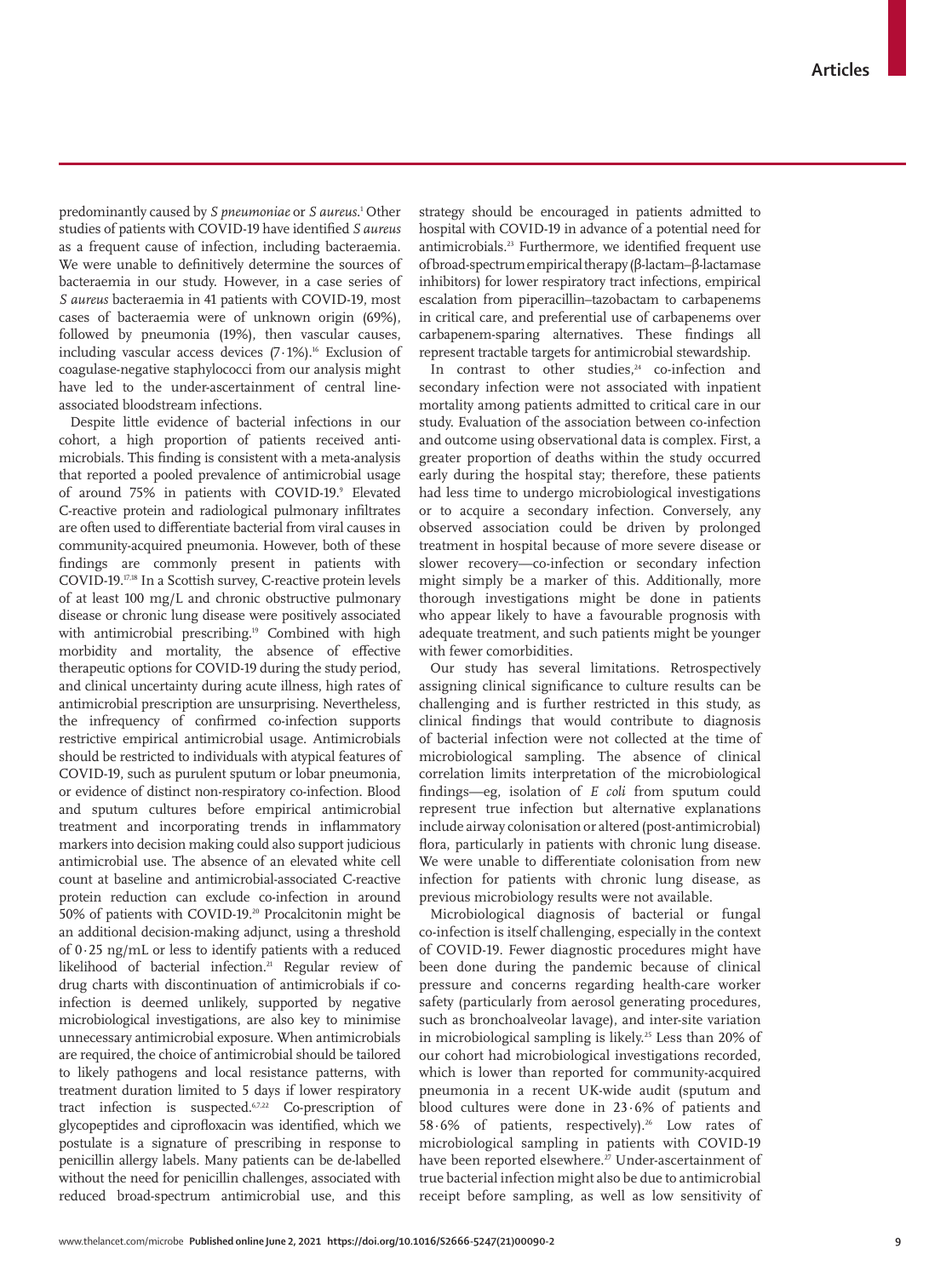predominantly caused by *S pneumoniae* or *S aureus*.[1] Other studies of patients with COVID-19 have identified *S aureus* as a frequent cause of infection, including bacteraemia. We were unable to definitively determine the sources of bacteraemia in our study. However, in a case series of *S aureus* bacteraemia in 41 patients with COVID-19, most cases of bacteraemia were of unknown origin (69%), followed by pneumonia (19%), then vascular causes, including vascular access devices (7·1%).[16] Exclusion of coagulase-negative staphylococci from our analysis might have led to the under-ascertainment of central line-associated bloodstream infections.

Despite little evidence of bacterial infections in our cohort, a high proportion of patients received antimicrobials. This finding is consistent with a meta-analysis that reported a pooled prevalence of antimicrobial usage of around 75% in patients with COVID-19.[9] Elevated C-reactive protein and radiological pulmonary infiltrates are often used to differentiate bacterial from viral causes in community-acquired pneumonia. However, both of these findings are commonly present in patients with COVID-19.[17,18] In a Scottish survey, C-reactive protein levels of at least 100 mg/L and chronic obstructive pulmonary disease or chronic lung disease were positively associated with antimicrobial prescribing.[19] Combined with high morbidity and mortality, the absence of effective therapeutic options for COVID-19 during the study period, and clinical uncertainty during acute illness, high rates of antimicrobial prescription are unsurprising. Nevertheless, the infrequency of confirmed co-infection supports restrictive empirical antimicrobial usage. Antimicrobials should be restricted to individuals with atypical features of COVID-19, such as purulent sputum or lobar pneumonia, or evidence of distinct non-respiratory co-infection. Blood and sputum cultures before empirical antimicrobial treatment and incorporating trends in inflammatory markers into decision making could also support judicious antimicrobial use. The absence of an elevated white cell count at baseline and antimicrobial-associated C-reactive protein reduction can exclude co-infection in around 50% of patients with COVID-19.[20] Procalcitonin might be an additional decision-making adjunct, using a threshold of 0·25 ng/mL or less to identify patients with a reduced likelihood of bacterial infection.[21] Regular review of drug charts with discontinuation of antimicrobials if co-infection is deemed unlikely, supported by negative microbiological investigations, are also key to minimise unnecessary antimicrobial exposure. When antimicrobials are required, the choice of antimicrobial should be tailored to likely pathogens and local resistance patterns, with treatment duration limited to 5 days if lower respiratory tract infection is suspected.[6,7,22] Co-prescription of glycopeptides and ciprofloxacin was identified, which we postulate is a signature of prescribing in response to penicillin allergy labels. Many patients can be de-labelled without the need for penicillin challenges, associated with reduced broad-spectrum antimicrobial use, and this strategy should be encouraged in patients admitted to hospital with COVID-19 in advance of a potential need for antimicrobials.[23] Furthermore, we identified frequent use of broad-spectrum empirical therapy (β-lactam–β-lactamase inhibitors) for lower respiratory tract infections, empirical escalation from piperacillin–tazobactam to carbapenems in critical care, and preferential use of carbapenems over carbapenem-sparing alternatives. These findings all represent tractable targets for antimicrobial stewardship.

In contrast to other studies,[24] co-infection and secondary infection were not associated with inpatient mortality among patients admitted to critical care in our study. Evaluation of the association between co-infection and outcome using observational data is complex. First, a greater proportion of deaths within the study occurred early during the hospital stay; therefore, these patients had less time to undergo microbiological investigations or to acquire a secondary infection. Conversely, any observed association could be driven by prolonged treatment in hospital because of more severe disease or slower recovery—co-infection or secondary infection might simply be a marker of this. Additionally, more thorough investigations might be done in patients who appear likely to have a favourable prognosis with adequate treatment, and such patients might be younger with fewer comorbidities.

Our study has several limitations. Retrospectively assigning clinical significance to culture results can be challenging and is further restricted in this study, as clinical findings that would contribute to diagnosis of bacterial infection were not collected at the time of microbiological sampling. The absence of clinical correlation limits interpretation of the microbiological findings—eg, isolation of *E coli* from sputum could represent true infection but alternative explanations include airway colonisation or altered (post-antimicrobial) flora, particularly in patients with chronic lung disease. We were unable to differentiate colonisation from new infection for patients with chronic lung disease, as previous microbiology results were not available.

Microbiological diagnosis of bacterial or fungal co-infection is itself challenging, especially in the context of COVID-19. Fewer diagnostic procedures might have been done during the pandemic because of clinical pressure and concerns regarding health-care worker safety (particularly from aerosol generating procedures, such as bronchoalveolar lavage), and inter-site variation in microbiological sampling is likely.[25] Less than 20% of our cohort had microbiological investigations recorded, which is lower than reported for community-acquired pneumonia in a recent UK-wide audit (sputum and blood cultures were done in 23·6% of patients and 58·6% of patients, respectively).[26] Low rates of microbiological sampling in patients with COVID-19 have been reported elsewhere.[27] Under-ascertainment of true bacterial infection might also be due to antimicrobial receipt before sampling, as well as low sensitivity of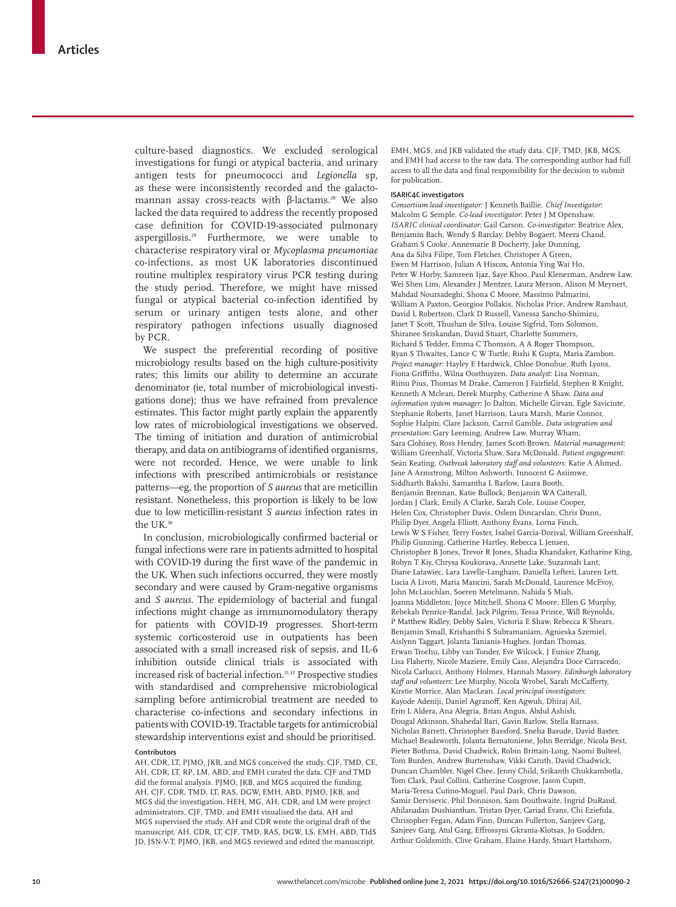culture-based diagnostics. We excluded serological investigations for fungi or atypical bacteria, and urinary antigen tests for pneumococci and *Legionella* sp, as these were inconsistently recorded and the galactomannan assay cross-reacts with β-lactams.[28] We also lacked the data required to address the recently proposed case definition for COVID-19-associated pulmonary aspergillosis.[29] Furthermore, we were unable to characterise respiratory viral or *Mycoplasma pneumoniae* co-infections, as most UK laboratories discontinued routine multiplex respiratory virus PCR testing during the study period. Therefore, we might have missed fungal or atypical bacterial co-infection identified by serum or urinary antigen tests alone, and other respiratory pathogen infections usually diagnosed by PCR.

We suspect the preferential recording of positive microbiology results based on the high culture-positivity rates; this limits our ability to determine an accurate denominator (ie, total number of microbiological investigations done); thus we have refrained from prevalence estimates. This factor might partly explain the apparently low rates of microbiological investigations we observed. The timing of initiation and duration of antimicrobial therapy, and data on antibiograms of identified organisms, were not recorded. Hence, we were unable to link infections with prescribed antimicrobials or resistance patterns—eg, the proportion of *S aureus* that are meticillin resistant. Nonetheless, this proportion is likely to be low due to low meticillin-resistant *S aureus* infection rates in the UK.[30]

In conclusion, microbiologically confirmed bacterial or fungal infections were rare in patients admitted to hospital with COVID-19 during the first wave of the pandemic in the UK. When such infections occurred, they were mostly secondary and were caused by Gram-negative organisms and *S aureus*. The epidemiology of bacterial and fungal infections might change as immunomodulatory therapy for patients with COVID-19 progresses. Short-term systemic corticosteroid use in outpatients has been associated with a small increased risk of sepsis, and IL-6 inhibition outside clinical trials is associated with increased risk of bacterial infection.[31,32] Prospective studies with standardised and comprehensive microbiological sampling before antimicrobial treatment are needed to characterise co-infections and secondary infections in patients with COVID-19. Tractable targets for antimicrobial stewardship interventions exist and should be prioritised.

#### Contributors

AH, CDR, LT, PJMO, JKB, and MGS conceived the study. CJF, TMD, CE, AH, CDR, LT, RP, LM, ABD, and EMH curated the data. CJF and TMD did the formal analysis. PJMO, JKB, and MGS acquired the funding. AH, CJF, CDR, TMD, LT, RAS, DGW, EMH, ABD, PJMO, JKB, and MGS did the investigation. HEH, MG, AH, CDR, and LM were project administrators. CJF, TMD, and EMH visualised the data. AH and MGS supervised the study. AH and CDR wrote the original draft of the manuscript. AH, CDR, LT, CJF, TMD, RAS, DGW, LS, EMH, ABD, TIdS JD, JSN-V-T, PJMO, JKB, and MGS reviewed and edited the manuscript. EMH, MGS, and JKB validated the study data. CJF, TMD, JKB, MGS, and EMH had access to the raw data. The corresponding author had full access to all the data and final responsibility for the decision to submit for publication.

#### ISARIC4C investigators

*Consortium lead investigator*: J Kenneth Baillie. *Chief Investigator*: Malcolm G Semple. *Co-lead investigator*: Peter J M Openshaw. *ISARIC clinical coordinator*: Gail Carson. *Co-investigator*: Beatrice Alex, Benjamin Bach, Wendy S Barclay, Debby Bogaert, Meera Chand, Graham S Cooke, Annemarie B Docherty, Jake Dunning, Ana da Silva Filipe, Tom Fletcher, Christopher A Green, Ewen M Harrison, Julian A Hiscox, Antonia Ying Wai Ho, Peter W Horby, Samreen Ijaz, Saye Khoo, Paul Klenerman, Andrew Law, Wei Shen Lim, Alexander J Mentzer, Laura Merson, Alison M Meynert, Mahdad Noursadeghi, Shona C Moore, Massimo Palmarini, William A Paxton, Georgios Pollakis, Nicholas Price, Andrew Rambaut, David L Robertson, Clark D Russell, Vanessa Sancho-Shimizu, Janet T Scott, Thushan de Silva, Louise Sigfrid, Tom Solomon, Shiranee Sriskandan, David Stuart, Charlotte Summers, Richard S Tedder, Emma C Thomson, A A Roger Thompson, Ryan S Thwaites, Lance C W Turtle, Rishi K Gupta, Maria Zambon. *Project manager*: Hayley E Hardwick, Chloe Donohue, Ruth Lyons, Fiona Griffiths, Wilna Oosthuyzen. *Data analyst*: Lisa Norman, Riinu Pius, Thomas M Drake, Cameron J Fairfield, Stephen R Knight, Kenneth A Mclean, Derek Murphy, Catherine A Shaw. *Data and information system manager*: Jo Dalton, Michelle Girvan, Egle Saviciute, Stephanie Roberts, Janet Harrison, Laura Marsh, Marie Connor, Sophie Halpin, Clare Jackson, Carrol Gamble. *Data integration and presentation*: Gary Leeming, Andrew Law, Murray Wham, Sara Clohisey, Ross Hendry, James Scott-Brown. *Material management*: William Greenhalf, Victoria Shaw, Sara McDonald. *Patient engagement*: Seán Keating. *Outbreak laboratory staff and volunteers*: Katie A Ahmed, Jane A Armstrong, Milton Ashworth, Innocent G Asiimwe, Siddharth Bakshi, Samantha L Barlow, Laura Booth, Benjamin Brennan, Katie Bullock, Benjamin WA Catterall, Jordan J Clark, Emily A Clarke, Sarah Cole, Louise Cooper, Helen Cox, Christopher Davis, Oslem Dincarslan, Chris Dunn, Philip Dyer, Angela Elliott, Anthony Evans, Lorna Finch, Lewis W S Fisher, Terry Foster, Isabel Garcia-Dorival, William Greenhalf, Philip Gunning, Catherine Hartley, Rebecca L Jensen, Christopher B Jones, Trevor R Jones, Shadia Khandaker, Katharine King, Robyn T Kiy, Chrysa Koukorava, Annette Lake, Suzannah Lant, Diane Latawiec, Lara Lavelle-Langham, Daniella Lefteri, Lauren Lett, Lucia A Livoti, Maria Mancini, Sarah McDonald, Laurence McEvoy, John McLauchlan, Soeren Metelmann, Nahida S Miah, Joanna Middleton, Joyce Mitchell, Shona C Moore, Ellen G Murphy, Rebekah Penrice-Randal, Jack Pilgrim, Tessa Prince, Will Reynolds, P Matthew Ridley, Debby Sales, Victoria E Shaw, Rebecca K Shears, Benjamin Small, Krishanthi S Subramaniam, Agnieska Szemiel, Aislynn Taggart, Jolanta Tanianis-Hughes, Jordan Thomas, Erwan Trochu, Libby van Tonder, Eve Wilcock, J Eunice Zhang, Lisa Flaherty, Nicole Maziere, Emily Cass, Alejandra Doce Carracedo, Nicola Carlucci, Anthony Holmes, Hannah Massey. *Edinburgh laboratory staff and volunteers*: Lee Murphy, Nicola Wrobel, Sarah McCafferty, Kirstie Morrice, Alan MacLean. *Local principal investigators*: Kayode Adeniji, Daniel Agranoff, Ken Agwuh, Dhiraj Ail, Erin L Aldera, Ana Alegria, Brian Angus, Abdul Ashish, Dougal Atkinson, Shahedal Bari, Gavin Barlow, Stella Barnass, Nicholas Barrett, Christopher Bassford, Sneha Basude, David Baxter, Michael Beadsworth, Jolanta Bernatoniene, John Berridge, Nicola Best, Pieter Bothma, David Chadwick, Robin Brittain-Long, Naomi Bulteel, Tom Burden, Andrew Burtenshaw, Vikki Caruth, David Chadwick, Duncan Chambler, Nigel Chee, Jenny Child, Srikanth Chukkambotla, Tom Clark, Paul Collini, Catherine Cosgrove, Jason Cupitt, Maria-Teresa Cutino-Moguel, Paul Dark, Chris Dawson, Samir Dervisevic, Phil Donnison, Sam Douthwaite, Ingrid DuRand, Ahilanadan Dushianthan, Tristan Dyer, Cariad Evans, Chi Eziefula, Chrisopher Fegan, Adam Finn, Duncan Fullerton, Sanjeev Garg, Sanjeev Garg, Atul Garg, Effrossyni Gkrania-Klotsas, Jo Godden, Arthur Goldsmith, Clive Graham, Elaine Hardy, Stuart Hartshorn,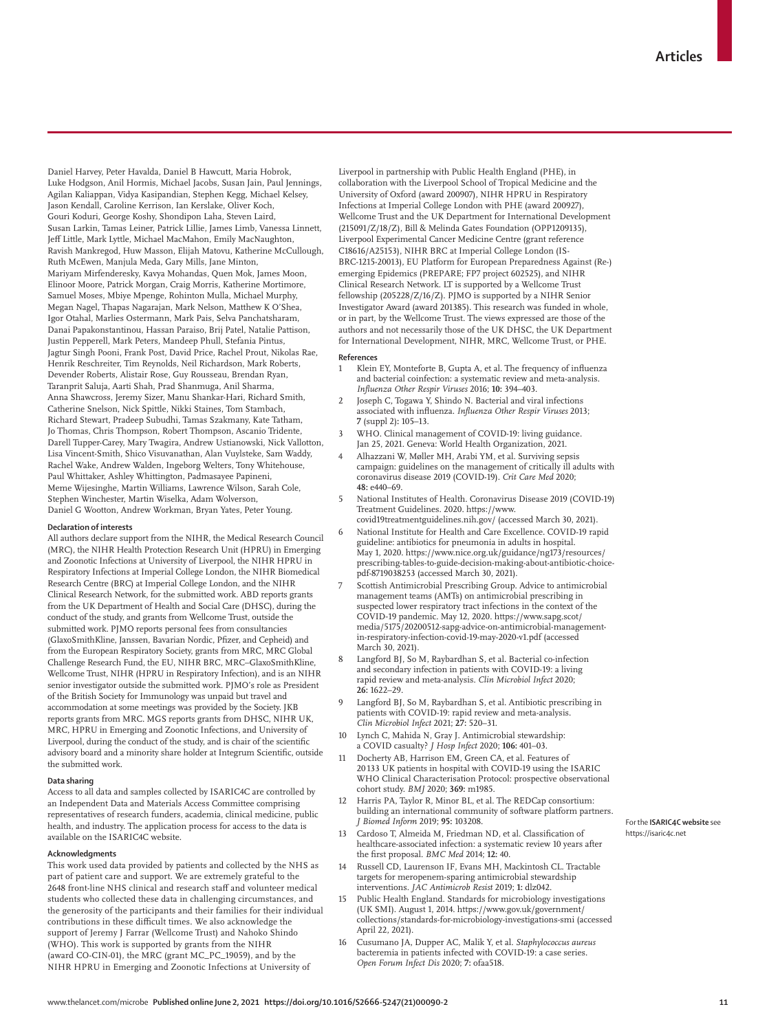Daniel Harvey, Peter Havalda, Daniel B Hawcutt, Maria Hobrok, Luke Hodgson, Anil Hormis, Michael Jacobs, Susan Jain, Paul Jennings, Agilan Kaliappan, Vidya Kasipandian, Stephen Kegg, Michael Kelsey, Jason Kendall, Caroline Kerrison, Ian Kerslake, Oliver Koch, Gouri Koduri, George Koshy, Shondipon Laha, Steven Laird, Susan Larkin, Tamas Leiner, Patrick Lillie, James Limb, Vanessa Linnett, Jeff Little, Mark Lyttle, Michael MacMahon, Emily MacNaughton, Ravish Mankregod, Huw Masson, Elijah Matovu, Katherine McCullough, Ruth McEwen, Manjula Meda, Gary Mills, Jane Minton, Mariyam Mirfenderesky, Kavya Mohandas, Quen Mok, James Moon, Elinoor Moore, Patrick Morgan, Craig Morris, Katherine Mortimore, Samuel Moses, Mbiye Mpenge, Rohinton Mulla, Michael Murphy, Megan Nagel, Thapas Nagarajan, Mark Nelson, Matthew K O'Shea, Igor Otahal, Marlies Ostermann, Mark Pais, Selva Panchatsharam, Danai Papakonstantinou, Hassan Paraiso, Brij Patel, Natalie Pattison, Justin Pepperell, Mark Peters, Mandeep Phull, Stefania Pintus, Jagtur Singh Pooni, Frank Post, David Price, Rachel Prout, Nikolas Rae, Henrik Reschreiter, Tim Reynolds, Neil Richardson, Mark Roberts, Devender Roberts, Alistair Rose, Guy Rousseau, Brendan Ryan, Taranprit Saluja, Aarti Shah, Prad Shanmuga, Anil Sharma, Anna Shawcross, Jeremy Sizer, Manu Shankar-Hari, Richard Smith, Catherine Snelson, Nick Spittle, Nikki Staines, Tom Stambach, Richard Stewart, Pradeep Subudhi, Tamas Szakmany, Kate Tatham, Jo Thomas, Chris Thompson, Robert Thompson, Ascanio Tridente, Darell Tupper-Carey, Mary Twagira, Andrew Ustianowski, Nick Vallotton, Lisa Vincent-Smith, Shico Visuvanathan, Alan Vuylsteke, Sam Waddy, Rachel Wake, Andrew Walden, Ingeborg Welters, Tony Whitehouse, Paul Whittaker, Ashley Whittington, Padmasayee Papineni, Meme Wijesinghe, Martin Williams, Lawrence Wilson, Sarah Cole, Stephen Winchester, Martin Wiselka, Adam Wolverson, Daniel G Wootton, Andrew Workman, Bryan Yates, Peter Young.

#### Declaration of interests

All authors declare support from the NIHR, the Medical Research Council (MRC), the NIHR Health Protection Research Unit (HPRU) in Emerging and Zoonotic Infections at University of Liverpool, the NIHR HPRU in Respiratory Infections at Imperial College London, the NIHR Biomedical Research Centre (BRC) at Imperial College London, and the NIHR Clinical Research Network, for the submitted work. ABD reports grants from the UK Department of Health and Social Care (DHSC), during the conduct of the study, and grants from Wellcome Trust, outside the submitted work. PJMO reports personal fees from consultancies (GlaxoSmithKline, Janssen, Bavarian Nordic, Pfizer, and Cepheid) and from the European Respiratory Society, grants from MRC, MRC Global Challenge Research Fund, the EU, NIHR BRC, MRC–GlaxoSmithKline, Wellcome Trust, NIHR (HPRU in Respiratory Infection), and is an NIHR senior investigator outside the submitted work. PJMO's role as President of the British Society for Immunology was unpaid but travel and accommodation at some meetings was provided by the Society. JKB reports grants from MRC. MGS reports grants from DHSC, NIHR UK, MRC, HPRU in Emerging and Zoonotic Infections, and University of Liverpool, during the conduct of the study, and is chair of the scientific advisory board and a minority share holder at Integrum Scientific, outside the submitted work.

#### Data sharing

Access to all data and samples collected by ISARIC4C are controlled by an Independent Data and Materials Access Committee comprising representatives of research funders, academia, clinical medicine, public health, and industry. The application process for access to the data is available on the ISARIC4C website.

For the **ISARIC4C website** see https://isaric4c.net

#### Acknowledgments

This work used data provided by patients and collected by the NHS as part of patient care and support. We are extremely grateful to the 2648 front-line NHS clinical and research staff and volunteer medical students who collected these data in challenging circumstances, and the generosity of the participants and their families for their individual contributions in these difficult times. We also acknowledge the support of Jeremy J Farrar (Wellcome Trust) and Nahoko Shindo (WHO). This work is supported by grants from the NIHR (award CO-CIN-01), the MRC (grant MC_PC_19059), and by the NIHR HPRU in Emerging and Zoonotic Infections at University of Liverpool in partnership with Public Health England (PHE), in collaboration with the Liverpool School of Tropical Medicine and the University of Oxford (award 200907), NIHR HPRU in Respiratory Infections at Imperial College London with PHE (award 200927), Wellcome Trust and the UK Department for International Development (215091/Z/18/Z), Bill & Melinda Gates Foundation (OPP1209135), Liverpool Experimental Cancer Medicine Centre (grant reference C18616/A25153), NIHR BRC at Imperial College London (IS-BRC-1215-20013), EU Platform for European Preparedness Against (Re-) emerging Epidemics (PREPARE; FP7 project 602525), and NIHR Clinical Research Network. LT is supported by a Wellcome Trust fellowship (205228/Z/16/Z). PJMO is supported by a NIHR Senior Investigator Award (award 201385). This research was funded in whole, or in part, by the Wellcome Trust. The views expressed are those of the authors and not necessarily those of the UK DHSC, the UK Department for International Development, NIHR, MRC, Wellcome Trust, or PHE.

#### References

1. Klein EY, Monteforte B, Gupta A, et al. The frequency of influenza and bacterial coinfection: a systematic review and meta-analysis. *Influenza Other Respir Viruses* 2016; **10:** 394–403.
2. Joseph C, Togawa Y, Shindo N. Bacterial and viral infections associated with influenza. *Influenza Other Respir Viruses* 2013; **7** (suppl 2)**:** 105–13.
3. WHO. Clinical management of COVID-19: living guidance. Jan 25, 2021. Geneva: World Health Organization, 2021.
4. Alhazzani W, Møller MH, Arabi YM, et al. Surviving sepsis campaign: guidelines on the management of critically ill adults with coronavirus disease 2019 (COVID-19). *Crit Care Med* 2020; **48:** e440–69.
5. National Institutes of Health. Coronavirus Disease 2019 (COVID-19) Treatment Guidelines. 2020. https://www.covid19treatmentguidelines.nih.gov/ (accessed March 30, 2021).
6. National Institute for Health and Care Excellence. COVID-19 rapid guideline: antibiotics for pneumonia in adults in hospital. May 1, 2020. https://www.nice.org.uk/guidance/ng173/resources/prescribing-tables-to-guide-decision-making-about-antibiotic-choice-pdf-8719038253 (accessed March 30, 2021).
7. Scottish Antimicrobial Prescribing Group. Advice to antimicrobial management teams (AMTs) on antimicrobial prescribing in suspected lower respiratory tract infections in the context of the COVID-19 pandemic. May 12, 2020. https://www.sapg.scot/media/5175/20200512-sapg-advice-on-antimicrobial-management-in-respiratory-infection-covid-19-may-2020-v1.pdf (accessed March 30, 2021).
8. Langford BJ, So M, Raybardhan S, et al. Bacterial co-infection and secondary infection in patients with COVID-19: a living rapid review and meta-analysis. *Clin Microbiol Infect* 2020; **26:** 1622–29.
9. Langford BJ, So M, Raybardhan S, et al. Antibiotic prescribing in patients with COVID-19: rapid review and meta-analysis. *Clin Microbiol Infect* 2021; **27:** 520–31.
10. Lynch C, Mahida N, Gray J. Antimicrobial stewardship: a COVID casualty? *J Hosp Infect* 2020; **106:** 401–03.
11. Docherty AB, Harrison EM, Green CA, et al. Features of 20133 UK patients in hospital with COVID-19 using the ISARIC WHO Clinical Characterisation Protocol: prospective observational cohort study. *BMJ* 2020; **369:** m1985.
12. Harris PA, Taylor R, Minor BL, et al. The REDCap consortium: building an international community of software platform partners. *J Biomed Inform* 2019; **95:** 103208.
13. Cardoso T, Almeida M, Friedman ND, et al. Classification of healthcare-associated infection: a systematic review 10 years after the first proposal. *BMC Med* 2014; **12:** 40.
14. Russell CD, Laurenson IF, Evans MH, Mackintosh CL. Tractable targets for meropenem-sparing antimicrobial stewardship interventions. *JAC Antimicrob Resist* 2019; **1:** dlz042.
15. Public Health England. Standards for microbiology investigations (UK SMI). August 1, 2014. https://www.gov.uk/government/collections/standards-for-microbiology-investigations-smi (accessed April 22, 2021).
16. Cusumano JA, Dupper AC, Malik Y, et al. *Staphylococcus aureus* bacteremia in patients infected with COVID-19: a case series. *Open Forum Infect Dis* 2020; **7:** ofaa518.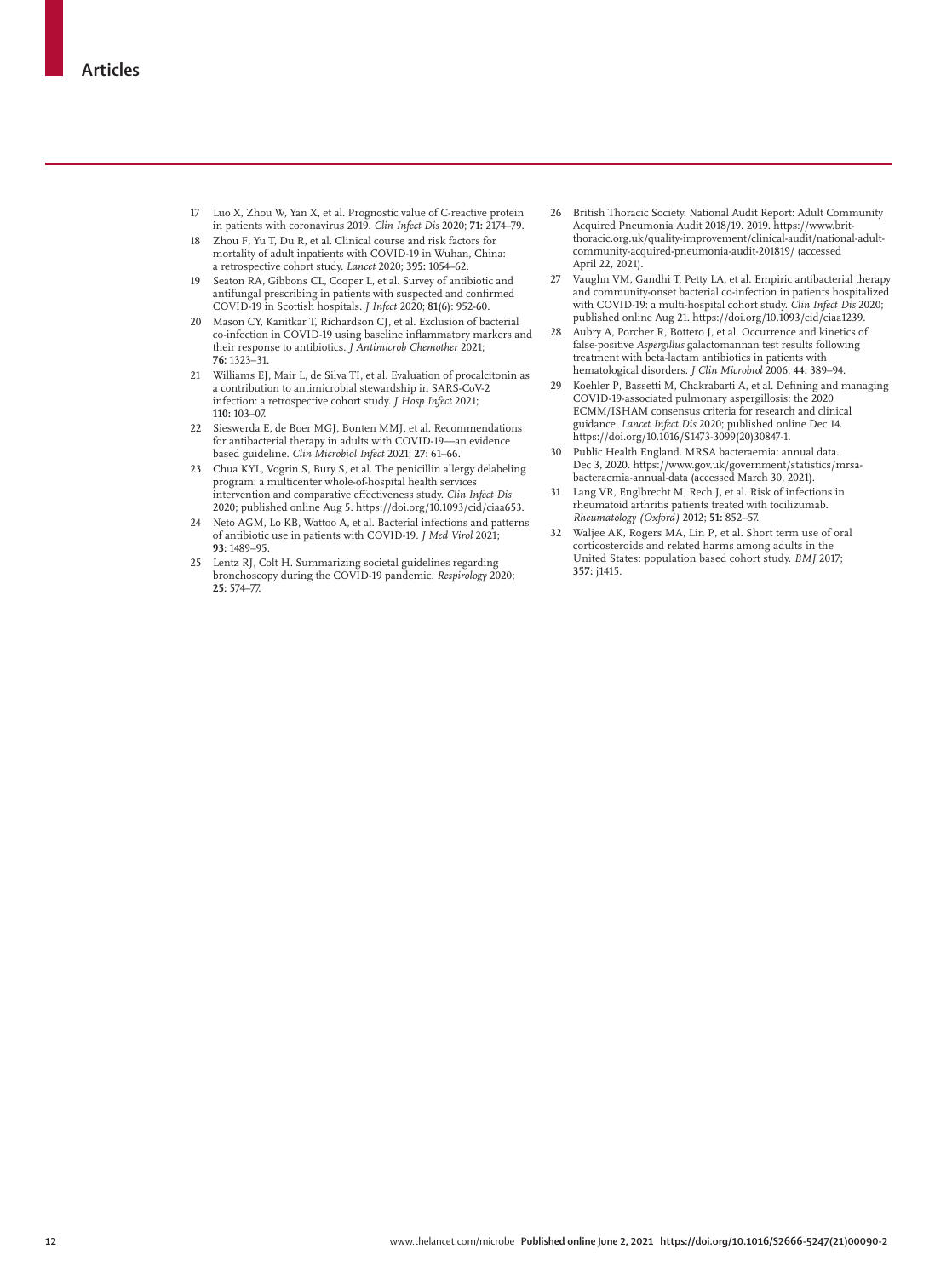17 Luo X, Zhou W, Yan X, et al. Prognostic value of C-reactive protein in patients with coronavirus 2019. *Clin Infect Dis* 2020; **71:** 2174–79.

18 Zhou F, Yu T, Du R, et al. Clinical course and risk factors for mortality of adult inpatients with COVID-19 in Wuhan, China: a retrospective cohort study. *Lancet* 2020; **395:** 1054–62.

19 Seaton RA, Gibbons CL, Cooper L, et al. Survey of antibiotic and antifungal prescribing in patients with suspected and confirmed COVID-19 in Scottish hospitals. *J Infect* 2020; **81**(6): 952-60.

20 Mason CY, Kanitkar T, Richardson CJ, et al. Exclusion of bacterial co-infection in COVID-19 using baseline inflammatory markers and their response to antibiotics. *J Antimicrob Chemother* 2021; **76:** 1323–31.

21 Williams EJ, Mair L, de Silva TI, et al. Evaluation of procalcitonin as a contribution to antimicrobial stewardship in SARS-CoV-2 infection: a retrospective cohort study. *J Hosp Infect* 2021; **110:** 103–07.

22 Sieswerda E, de Boer MGJ, Bonten MMJ, et al. Recommendations for antibacterial therapy in adults with COVID-19—an evidence based guideline. *Clin Microbiol Infect* 2021; **27:** 61–66.

23 Chua KYL, Vogrin S, Bury S, et al. The penicillin allergy delabeling program: a multicenter whole-of-hospital health services intervention and comparative effectiveness study. *Clin Infect Dis* 2020; published online Aug 5. https://doi.org/10.1093/cid/ciaa653.

24 Neto AGM, Lo KB, Wattoo A, et al. Bacterial infections and patterns of antibiotic use in patients with COVID-19. *J Med Virol* 2021; **93:** 1489–95.

25 Lentz RJ, Colt H. Summarizing societal guidelines regarding bronchoscopy during the COVID-19 pandemic. *Respirology* 2020; **25:** 574–77.

26 British Thoracic Society. National Audit Report: Adult Community Acquired Pneumonia Audit 2018/19. 2019. https://www.brit-thoracic.org.uk/quality-improvement/clinical-audit/national-adult-community-acquired-pneumonia-audit-201819/ (accessed April 22, 2021).

27 Vaughn VM, Gandhi T, Petty LA, et al. Empiric antibacterial therapy and community-onset bacterial co-infection in patients hospitalized with COVID-19: a multi-hospital cohort study. *Clin Infect Dis* 2020; published online Aug 21. https://doi.org/10.1093/cid/ciaa1239.

28 Aubry A, Porcher R, Bottero J, et al. Occurrence and kinetics of false-positive *Aspergillus* galactomannan test results following treatment with beta-lactam antibiotics in patients with hematological disorders. *J Clin Microbiol* 2006; **44:** 389–94.

29 Koehler P, Bassetti M, Chakrabarti A, et al. Defining and managing COVID-19-associated pulmonary aspergillosis: the 2020 ECMM/ISHAM consensus criteria for research and clinical guidance. *Lancet Infect Dis* 2020; published online Dec 14. https://doi.org/10.1016/S1473-3099(20)30847-1.

30 Public Health England. MRSA bacteraemia: annual data. Dec 3, 2020. https://www.gov.uk/government/statistics/mrsa-bacteraemia-annual-data (accessed March 30, 2021).

31 Lang VR, Englbrecht M, Rech J, et al. Risk of infections in rheumatoid arthritis patients treated with tocilizumab. *Rheumatology (Oxford)* 2012; **51:** 852–57.

32 Waljee AK, Rogers MA, Lin P, et al. Short term use of oral corticosteroids and related harms among adults in the United States: population based cohort study. *BMJ* 2017; **357:** j1415.